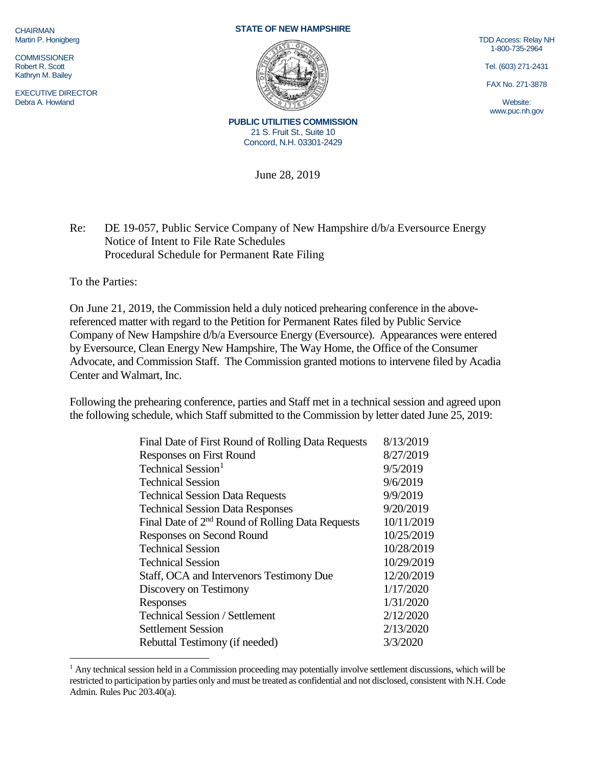CHAIRMAN
Martin P. Honigberg

COMMISSIONER
Robert R. Scott
Kathryn M. Bailey

EXECUTIVE DIRECTOR
Debra A. Howland

**STATE OF NEW HAMPSHIRE**

**PUBLIC UTILITIES COMMISSION**
21 S. Fruit St., Suite 10
Concord, N.H. 03301-2429

TDD Access: Relay NH
1-800-735-2964

Tel. (603) 271-2431

FAX No. 271-3878

Website:
www.puc.nh.gov

June 28, 2019

Re: DE 19-057, Public Service Company of New Hampshire d/b/a Eversource Energy
Notice of Intent to File Rate Schedules
Procedural Schedule for Permanent Rate Filing

To the Parties:

On June 21, 2019, the Commission held a duly noticed prehearing conference in the above-referenced matter with regard to the Petition for Permanent Rates filed by Public Service Company of New Hampshire d/b/a Eversource Energy (Eversource). Appearances were entered by Eversource, Clean Energy New Hampshire, The Way Home, the Office of the Consumer Advocate, and Commission Staff. The Commission granted motions to intervene filed by Acadia Center and Walmart, Inc.

Following the prehearing conference, parties and Staff met in a technical session and agreed upon the following schedule, which Staff submitted to the Commission by letter dated June 25, 2019:

| | |
|---|---|
| Final Date of First Round of Rolling Data Requests | 8/13/2019 |
| Responses on First Round | 8/27/2019 |
| Technical Session[1] | 9/5/2019 |
| Technical Session | 9/6/2019 |
| Technical Session Data Requests | 9/9/2019 |
| Technical Session Data Responses | 9/20/2019 |
| Final Date of 2nd Round of Rolling Data Requests | 10/11/2019 |
| Responses on Second Round | 10/25/2019 |
| Technical Session | 10/28/2019 |
| Technical Session | 10/29/2019 |
| Staff, OCA and Intervenors Testimony Due | 12/20/2019 |
| Discovery on Testimony | 1/17/2020 |
| Responses | 1/31/2020 |
| Technical Session / Settlement | 2/12/2020 |
| Settlement Session | 2/13/2020 |
| Rebuttal Testimony (if needed) | 3/3/2020 |

[1] Any technical session held in a Commission proceeding may potentially involve settlement discussions, which will be restricted to participation by parties only and must be treated as confidential and not disclosed, consistent with N.H. Code Admin. Rules Puc 203.40(a).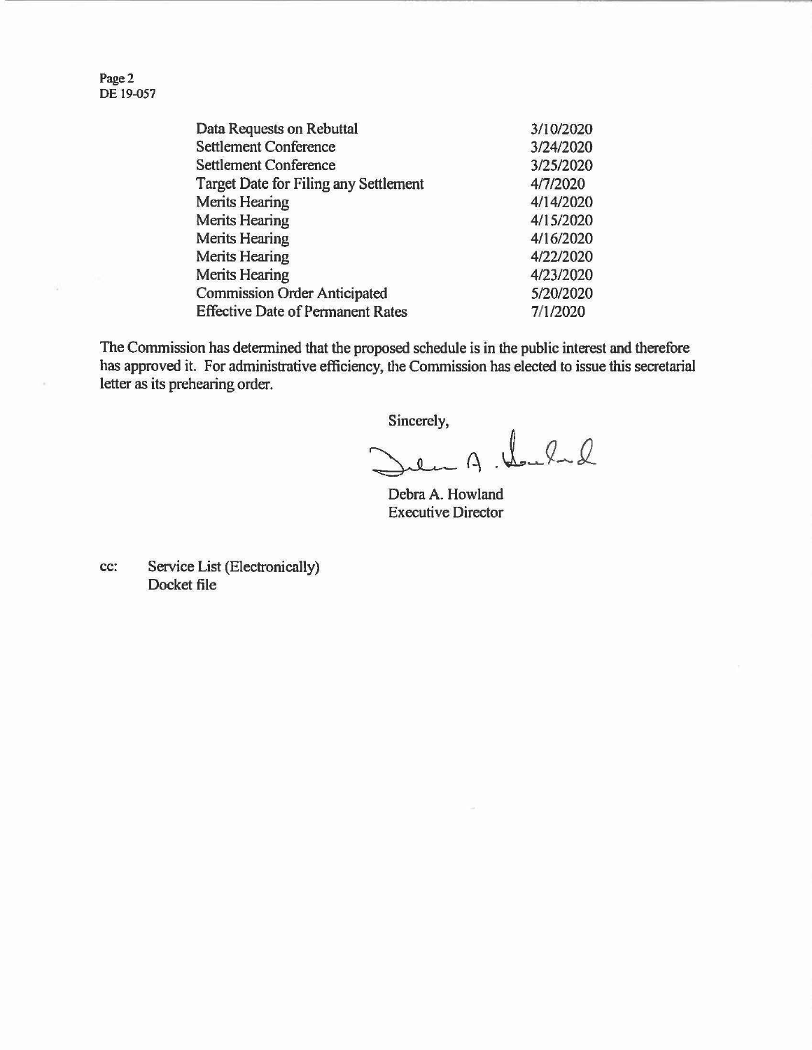| | |
|---|---|
| Data Requests on Rebuttal | 3/10/2020 |
| Settlement Conference | 3/24/2020 |
| Settlement Conference | 3/25/2020 |
| Target Date for Filing any Settlement | 4/7/2020 |
| Merits Hearing | 4/14/2020 |
| Merits Hearing | 4/15/2020 |
| Merits Hearing | 4/16/2020 |
| Merits Hearing | 4/22/2020 |
| Merits Hearing | 4/23/2020 |
| Commission Order Anticipated | 5/20/2020 |
| Effective Date of Permanent Rates | 7/1/2020 |

The Commission has determined that the proposed schedule is in the public interest and therefore has approved it. For administrative efficiency, the Commission has elected to issue this secretarial letter as its prehearing order.

Sincerely,

Debra A. Howland
Executive Director

cc: Service List (Electronically)
Docket file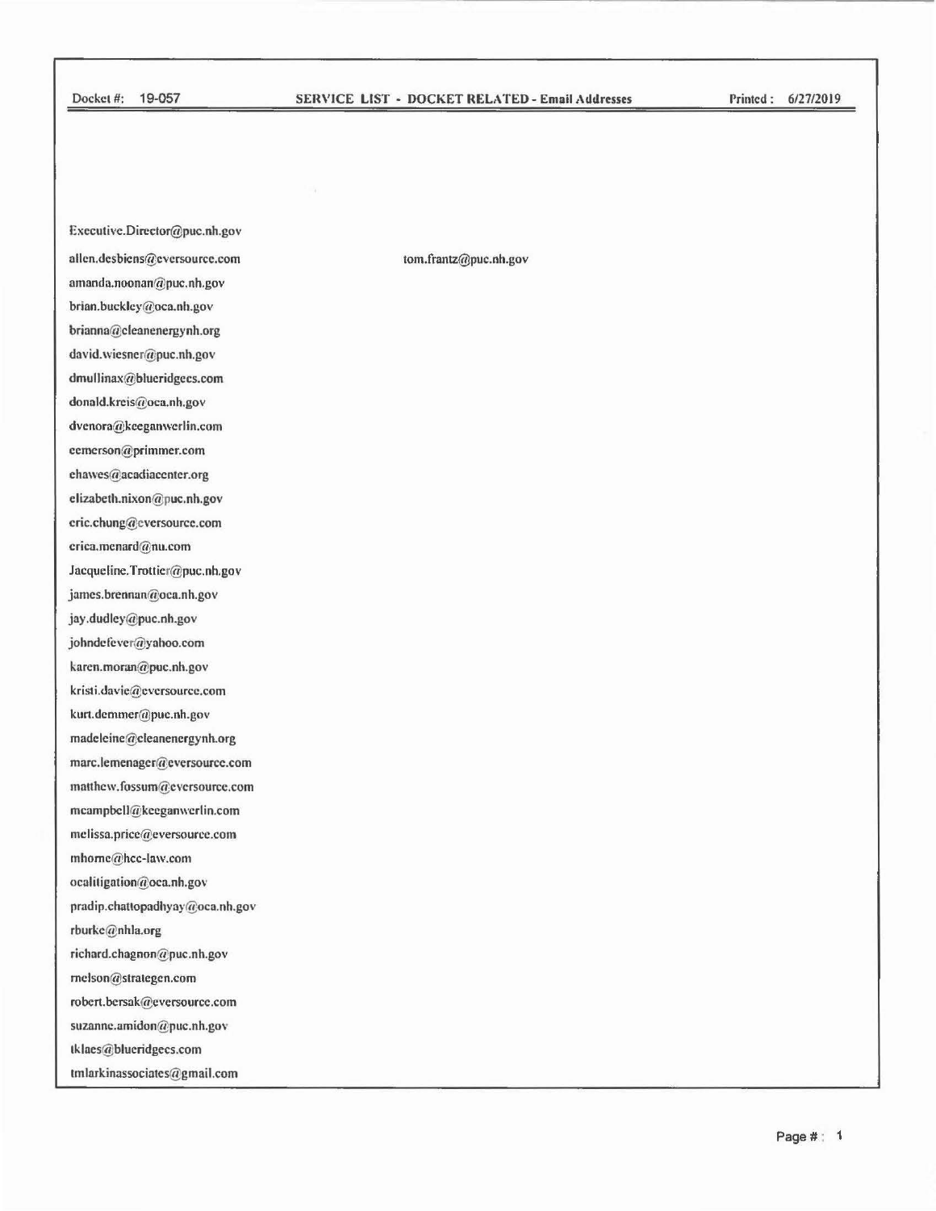Docket #: 19-057 **SERVICE LIST - DOCKET RELATED - Email Addresses** Printed: 6/27/2019

Executive.Director@puc.nh.gov
allen.desbiens@eversource.com
amanda.noonan@puc.nh.gov
brian.buckley@oca.nh.gov
brianna@cleanenergynh.org
david.wiesner@puc.nh.gov
dmullinax@blueridgecs.com
donald.kreis@oca.nh.gov
dvenora@keeganwerlin.com
eemerson@primmer.com
ehawes@acadiacenter.org
elizabeth.nixon@puc.nh.gov
eric.chung@eversource.com
erica.menard@nu.com
Jacqueline.Trottier@puc.nh.gov
james.brennan@oca.nh.gov
jay.dudley@puc.nh.gov
johndefever@yahoo.com
karen.moran@puc.nh.gov
kristi.davie@eversource.com
kurt.demmer@puc.nh.gov
madeleine@cleanenergynh.org
marc.lemenager@eversource.com
matthew.fossum@eversource.com
mcampbell@keeganwerlin.com
melissa.price@eversource.com
mhorne@hcc-law.com
ocalitigation@oca.nh.gov
pradip.chattopadhyay@oca.nh.gov
rburke@nhla.org
richard.chagnon@puc.nh.gov
rnelson@strategen.com
robert.bersak@eversource.com
suzanne.amidon@puc.nh.gov
tklaes@blueridgecs.com
tmlarkinassociates@gmail.com
tom.frantz@puc.nh.gov